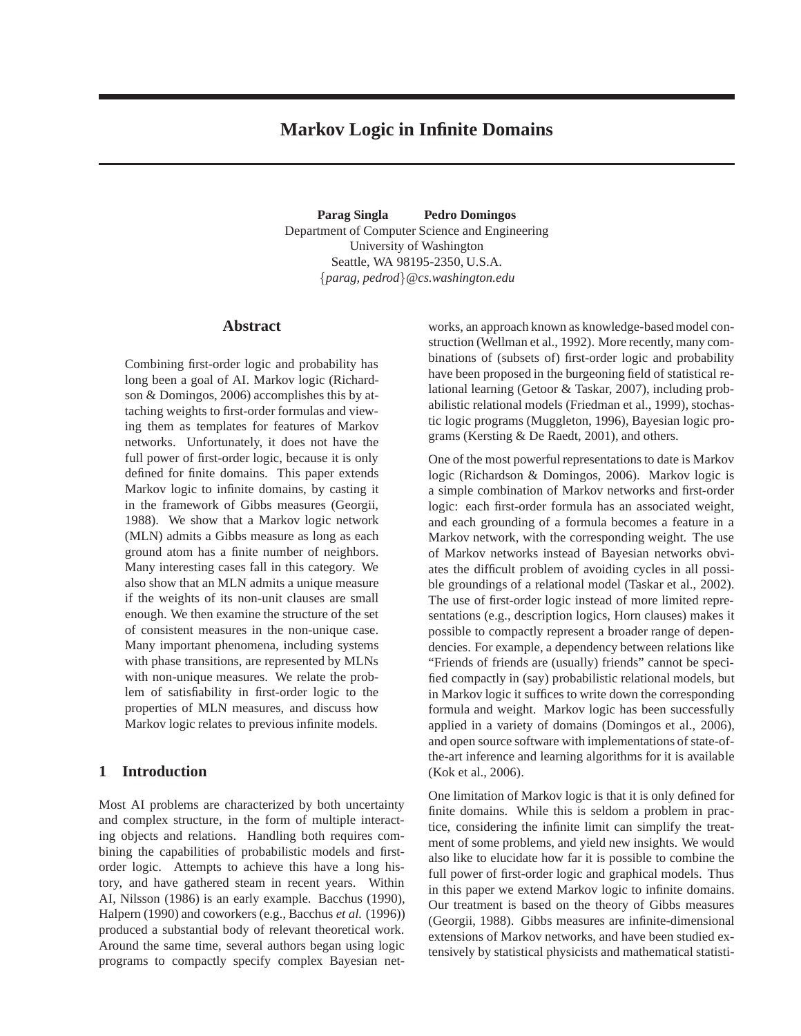# Markov Logic in Infinite Domains

**Parag Singla** **Pedro Domingos**
Department of Computer Science and Engineering
University of Washington
Seattle, WA 98195-2350, U.S.A.
{*parag, pedrod*}*@cs.washington.edu*

## Abstract

Combining first-order logic and probability has long been a goal of AI. Markov logic (Richardson & Domingos, 2006) accomplishes this by attaching weights to first-order formulas and viewing them as templates for features of Markov networks. Unfortunately, it does not have the full power of first-order logic, because it is only defined for finite domains. This paper extends Markov logic to infinite domains, by casting it in the framework of Gibbs measures (Georgii, 1988). We show that a Markov logic network (MLN) admits a Gibbs measure as long as each ground atom has a finite number of neighbors. Many interesting cases fall in this category. We also show that an MLN admits a unique measure if the weights of its non-unit clauses are small enough. We then examine the structure of the set of consistent measures in the non-unique case. Many important phenomena, including systems with phase transitions, are represented by MLNs with non-unique measures. We relate the problem of satisfiability in first-order logic to the properties of MLN measures, and discuss how Markov logic relates to previous infinite models.

## 1 Introduction

Most AI problems are characterized by both uncertainty and complex structure, in the form of multiple interacting objects and relations. Handling both requires combining the capabilities of probabilistic models and first-order logic. Attempts to achieve this have a long history, and have gathered steam in recent years. Within AI, Nilsson (1986) is an early example. Bacchus (1990), Halpern (1990) and coworkers (e.g., Bacchus *et al.* (1996)) produced a substantial body of relevant theoretical work. Around the same time, several authors began using logic programs to compactly specify complex Bayesian networks, an approach known as knowledge-based model construction (Wellman et al., 1992). More recently, many combinations of (subsets of) first-order logic and probability have been proposed in the burgeoning field of statistical relational learning (Getoor & Taskar, 2007), including probabilistic relational models (Friedman et al., 1999), stochastic logic programs (Muggleton, 1996), Bayesian logic programs (Kersting & De Raedt, 2001), and others.

One of the most powerful representations to date is Markov logic (Richardson & Domingos, 2006). Markov logic is a simple combination of Markov networks and first-order logic: each first-order formula has an associated weight, and each grounding of a formula becomes a feature in a Markov network, with the corresponding weight. The use of Markov networks instead of Bayesian networks obviates the difficult problem of avoiding cycles in all possible groundings of a relational model (Taskar et al., 2002). The use of first-order logic instead of more limited representations (e.g., description logics, Horn clauses) makes it possible to compactly represent a broader range of dependencies. For example, a dependency between relations like "Friends of friends are (usually) friends" cannot be specified compactly in (say) probabilistic relational models, but in Markov logic it suffices to write down the corresponding formula and weight. Markov logic has been successfully applied in a variety of domains (Domingos et al., 2006), and open source software with implementations of state-of-the-art inference and learning algorithms for it is available (Kok et al., 2006).

One limitation of Markov logic is that it is only defined for finite domains. While this is seldom a problem in practice, considering the infinite limit can simplify the treatment of some problems, and yield new insights. We would also like to elucidate how far it is possible to combine the full power of first-order logic and graphical models. Thus in this paper we extend Markov logic to infinite domains. Our treatment is based on the theory of Gibbs measures (Georgii, 1988). Gibbs measures are infinite-dimensional extensions of Markov networks, and have been studied extensively by statistical physicists and mathematical statisti-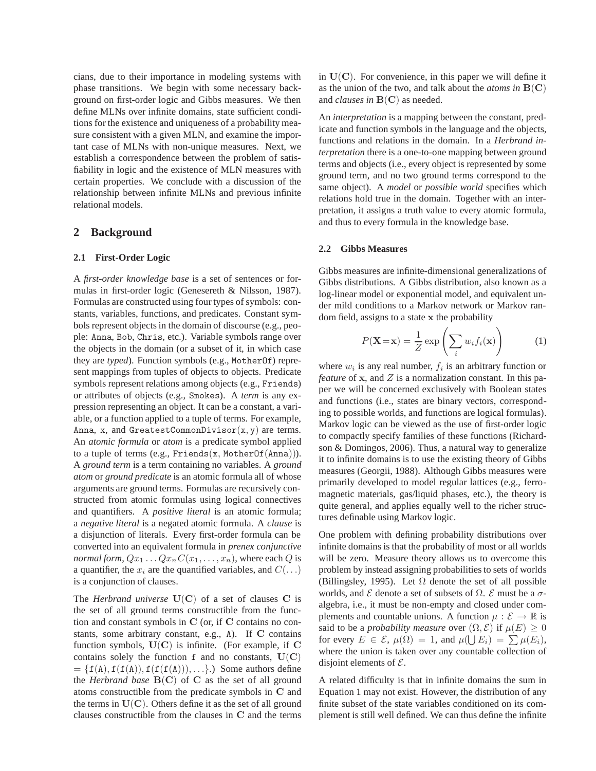cians, due to their importance in modeling systems with phase transitions. We begin with some necessary background on first-order logic and Gibbs measures. We then define MLNs over infinite domains, state sufficient conditions for the existence and uniqueness of a probability measure consistent with a given MLN, and examine the important case of MLNs with non-unique measures. Next, we establish a correspondence between the problem of satisfiability in logic and the existence of MLN measures with certain properties. We conclude with a discussion of the relationship between infinite MLNs and previous infinite relational models.

## 2 Background

### 2.1 First-Order Logic

A *first-order knowledge base* is a set of sentences or formulas in first-order logic (Genesereth & Nilsson, 1987). Formulas are constructed using four types of symbols: constants, variables, functions, and predicates. Constant symbols represent objects in the domain of discourse (e.g., people: Anna, Bob, Chris, etc.). Variable symbols range over the objects in the domain (or a subset of it, in which case they are *typed*). Function symbols (e.g., MotherOf) represent mappings from tuples of objects to objects. Predicate symbols represent relations among objects (e.g., Friends) or attributes of objects (e.g., Smokes). A *term* is any expression representing an object. It can be a constant, a variable, or a function applied to a tuple of terms. For example, Anna, x, and GreatestCommonDivisor(x, y) are terms. An *atomic formula* or *atom* is a predicate symbol applied to a tuple of terms (e.g., Friends(x, MotherOf(Anna))). A *ground term* is a term containing no variables. A *ground atom* or *ground predicate* is an atomic formula all of whose arguments are ground terms. Formulas are recursively constructed from atomic formulas using logical connectives and quantifiers. A *positive literal* is an atomic formula; a *negative literal* is a negated atomic formula. A *clause* is a disjunction of literals. Every first-order formula can be converted into an equivalent formula in *prenex conjunctive normal form*, $Qx_1 \ldots Qx_n C(x_1, \ldots, x_n)$, where each $Q$ is a quantifier, the $x_i$ are the quantified variables, and $C(\ldots)$ is a conjunction of clauses.

The *Herbrand universe* $\mathbf{U}(\mathbf{C})$ of a set of clauses $\mathbf{C}$ is the set of all ground terms constructible from the function and constant symbols in $\mathbf{C}$ (or, if $\mathbf{C}$ contains no constants, some arbitrary constant, e.g., A). If $\mathbf{C}$ contains function symbols, $\mathbf{U}(\mathbf{C})$ is infinite. (For example, if $\mathbf{C}$ contains solely the function f and no constants, $\mathbf{U}(\mathbf{C}) = \{\mathtt{f(A)}, \mathtt{f(f(A))}, \mathtt{f(f(f(A)))}, \ldots\}$.) Some authors define the *Herbrand base* $\mathbf{B}(\mathbf{C})$ of $\mathbf{C}$ as the set of all ground atoms constructible from the predicate symbols in $\mathbf{C}$ and the terms in $\mathbf{U}(\mathbf{C})$. Others define it as the set of all ground clauses constructible from the clauses in $\mathbf{C}$ and the terms in $\mathbf{U}(\mathbf{C})$. For convenience, in this paper we will define it as the union of the two, and talk about the *atoms in* $\mathbf{B}(\mathbf{C})$ and *clauses in* $\mathbf{B}(\mathbf{C})$ as needed.

An *interpretation* is a mapping between the constant, predicate and function symbols in the language and the objects, functions and relations in the domain. In a *Herbrand interpretation* there is a one-to-one mapping between ground terms and objects (i.e., every object is represented by some ground term, and no two ground terms correspond to the same object). A *model* or *possible world* specifies which relations hold true in the domain. Together with an interpretation, it assigns a truth value to every atomic formula, and thus to every formula in the knowledge base.

### 2.2 Gibbs Measures

Gibbs measures are infinite-dimensional generalizations of Gibbs distributions. A Gibbs distribution, also known as a log-linear model or exponential model, and equivalent under mild conditions to a Markov network or Markov random field, assigns to a state $\mathbf{x}$ the probability

$$P(\mathbf{X}=\mathbf{x}) = \frac{1}{Z} \exp\left(\sum_i w_i f_i(\mathbf{x})\right) \tag{1}$$

where $w_i$ is any real number, $f_i$ is an arbitrary function or *feature* of $\mathbf{x}$, and $Z$ is a normalization constant. In this paper we will be concerned exclusively with Boolean states and functions (i.e., states are binary vectors, corresponding to possible worlds, and functions are logical formulas). Markov logic can be viewed as the use of first-order logic to compactly specify families of these functions (Richardson & Domingos, 2006). Thus, a natural way to generalize it to infinite domains is to use the existing theory of Gibbs measures (Georgii, 1988). Although Gibbs measures were primarily developed to model regular lattices (e.g., ferromagnetic materials, gas/liquid phases, etc.), the theory is quite general, and applies equally well to the richer structures definable using Markov logic.

One problem with defining probability distributions over infinite domains is that the probability of most or all worlds will be zero. Measure theory allows us to overcome this problem by instead assigning probabilities to sets of worlds (Billingsley, 1995). Let $\Omega$ denote the set of all possible worlds, and $\mathcal{E}$ denote a set of subsets of $\Omega$. $\mathcal{E}$ must be a $\sigma$-algebra, i.e., it must be non-empty and closed under complements and countable unions. A function $\mu : \mathcal{E} \rightarrow \mathbb{R}$ is said to be a *probability measure* over $(\Omega, \mathcal{E})$ if $\mu(E) \geq 0$ for every $E \in \mathcal{E}$, $\mu(\Omega) = 1$, and $\mu(\bigcup E_i) = \sum \mu(E_i)$, where the union is taken over any countable collection of disjoint elements of $\mathcal{E}$.

A related difficulty is that in infinite domains the sum in Equation 1 may not exist. However, the distribution of any finite subset of the state variables conditioned on its complement is still well defined. We can thus define the infinite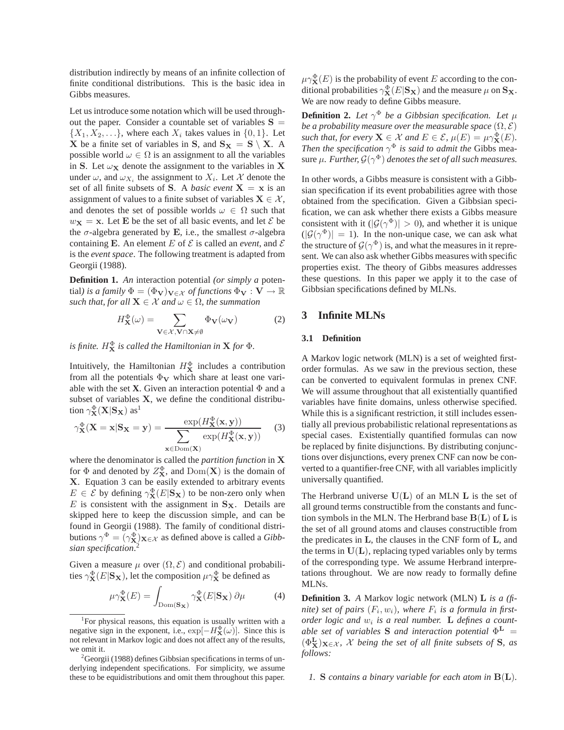distribution indirectly by means of an infinite collection of finite conditional distributions. This is the basic idea in Gibbs measures.

Let us introduce some notation which will be used throughout the paper. Consider a countable set of variables $\mathbf{S} = \{X_1, X_2, \ldots\}$, where each $X_i$ takes values in $\{0, 1\}$. Let $\mathbf{X}$ be a finite set of variables in $\mathbf{S}$, and $\mathbf{S_X} = \mathbf{S} \setminus \mathbf{X}$. A possible world $\omega \in \Omega$ is an assignment to all the variables in $\mathbf{S}$. Let $\omega_\mathbf{X}$ denote the assignment to the variables in $\mathbf{X}$ under $\omega$, and $\omega_{X_i}$ the assignment to $X_i$. Let $\mathcal{X}$ denote the set of all finite subsets of $\mathbf{S}$. A *basic event* $\mathbf{X} = \mathbf{x}$ is an assignment of values to a finite subset of variables $\mathbf{X} \in \mathcal{X}$, and denotes the set of possible worlds $\omega \in \Omega$ such that $w_\mathbf{X} = \mathbf{x}$. Let $\mathbf{E}$ be the set of all basic events, and let $\mathcal{E}$ be the $\sigma$-algebra generated by $\mathbf{E}$, i.e., the smallest $\sigma$-algebra containing $\mathbf{E}$. An element $E$ of $\mathcal{E}$ is called an *event*, and $\mathcal{E}$ is the *event space*. The following treatment is adapted from Georgii (1988).

**Definition 1.** *An* interaction potential *(or simply a* potential*) is a family $\Phi = (\Phi_\mathbf{V})_{\mathbf{V} \in \mathcal{X}}$ of functions $\Phi_\mathbf{V} : \mathbf{V} \rightarrow \mathbb{R}$ such that, for all $\mathbf{X} \in \mathcal{X}$ and $\omega \in \Omega$, the summation*

$$H^\Phi_\mathbf{X}(\omega) = \sum_{\mathbf{V} \in \mathcal{X}, \mathbf{V} \cap \mathbf{X} \neq \emptyset} \Phi_\mathbf{V}(\omega_\mathbf{V}) \tag{2}$$

*is finite. $H^\Phi_\mathbf{X}$ is called the Hamiltonian in $\mathbf{X}$ for $\Phi$.*

Intuitively, the Hamiltonian $H^\Phi_\mathbf{X}$ includes a contribution from all the potentials $\Phi_\mathbf{V}$ which share at least one variable with the set $\mathbf{X}$. Given an interaction potential $\Phi$ and a subset of variables $\mathbf{X}$, we define the conditional distribution $\gamma^\Phi_\mathbf{X}(\mathbf{X}|\mathbf{S_X})$ as[1]

$$\gamma^\Phi_\mathbf{X}(\mathbf{X} = \mathbf{x}|\mathbf{S_X} = \mathbf{y}) = \frac{\exp(H^\Phi_\mathbf{X}(\mathbf{x}, \mathbf{y}))}{\sum\limits_{\mathbf{x} \in \mathrm{Dom}(\mathbf{X})} \exp(H^\Phi_\mathbf{X}(\mathbf{x}, \mathbf{y}))} \tag{3}$$

where the denominator is called the *partition function* in $\mathbf{X}$ for $\Phi$ and denoted by $Z^\Phi_\mathbf{X}$, and $\mathrm{Dom}(\mathbf{X})$ is the domain of $\mathbf{X}$. Equation 3 can be easily extended to arbitrary events $E \in \mathcal{E}$ by defining $\gamma^\Phi_\mathbf{X}(E|\mathbf{S_X})$ to be non-zero only when $E$ is consistent with the assignment in $\mathbf{S_X}$. Details are skipped here to keep the discussion simple, and can be found in Georgii (1988). The family of conditional distributions $\gamma^\Phi = (\gamma^\Phi_\mathbf{X})_{\mathbf{X} \in \mathcal{X}}$ as defined above is called a *Gibbsian specification*.[2]

Given a measure $\mu$ over $(\Omega, \mathcal{E})$ and conditional probabilities $\gamma^\Phi_\mathbf{X}(E|\mathbf{S_X})$, let the composition $\mu\gamma^\Phi_\mathbf{X}$ be defined as

$$\mu\gamma^\Phi_\mathbf{X}(E) = \int_{\mathrm{Dom}(\mathbf{S_X})} \gamma^\Phi_\mathbf{X}(E|\mathbf{S_X}) \, \partial\mu \tag{4}$$

$\mu\gamma^\Phi_\mathbf{X}(E)$ is the probability of event $E$ according to the conditional probabilities $\gamma^\Phi_\mathbf{X}(E|\mathbf{S_X})$ and the measure $\mu$ on $\mathbf{S_X}$. We are now ready to define Gibbs measure.

**Definition 2.** *Let $\gamma^\Phi$ be a Gibbsian specification. Let $\mu$ be a probability measure over the measurable space $(\Omega, \mathcal{E})$ such that, for every $\mathbf{X} \in \mathcal{X}$ and $E \in \mathcal{E}$, $\mu(E) = \mu\gamma^\Phi_\mathbf{X}(E)$. Then the specification $\gamma^\Phi$ is said to admit the* Gibbs measure *$\mu$. Further, $\mathcal{G}(\gamma^\Phi)$ denotes the set of all such measures.*

In other words, a Gibbs measure is consistent with a Gibbsian specification if its event probabilities agree with those obtained from the specification. Given a Gibbsian specification, we can ask whether there exists a Gibbs measure consistent with it ($|\mathcal{G}(\gamma^\Phi)| > 0$), and whether it is unique ($|\mathcal{G}(\gamma^\Phi)| = 1$). In the non-unique case, we can ask what the structure of $\mathcal{G}(\gamma^\Phi)$ is, and what the measures in it represent. We can also ask whether Gibbs measures with specific properties exist. The theory of Gibbs measures addresses these questions. In this paper we apply it to the case of Gibbsian specifications defined by MLNs.

## 3 Infinite MLNs

### 3.1 Definition

A Markov logic network (MLN) is a set of weighted first-order formulas. As we saw in the previous section, these can be converted to equivalent formulas in prenex CNF. We will assume throughout that all existentially quantified variables have finite domains, unless otherwise specified. While this is a significant restriction, it still includes essentially all previous probabilistic relational representations as special cases. Existentially quantified formulas can now be replaced by finite disjunctions. By distributing conjunctions over disjunctions, every prenex CNF can now be converted to a quantifier-free CNF, with all variables implicitly universally quantified.

The Herbrand universe $\mathbf{U}(\mathbf{L})$ of an MLN $\mathbf{L}$ is the set of all ground terms constructible from the constants and function symbols in the MLN. The Herbrand base $\mathbf{B}(\mathbf{L})$ of $\mathbf{L}$ is the set of all ground atoms and clauses constructible from the predicates in $\mathbf{L}$, the clauses in the CNF form of $\mathbf{L}$, and the terms in $\mathbf{U}(\mathbf{L})$, replacing typed variables only by terms of the corresponding type. We assume Herbrand interpretations throughout. We are now ready to formally define MLNs.

**Definition 3.** *A* Markov logic network (MLN) $\mathbf{L}$ *is a (finite) set of pairs $(F_i, w_i)$, where $F_i$ is a formula in first-order logic and $w_i$ is a real number. $\mathbf{L}$ defines a countable set of variables $\mathbf{S}$ and interaction potential $\Phi^\mathbf{L} = (\Phi^\mathbf{L}_\mathbf{X})_{\mathbf{X} \in \mathcal{X}}$, $\mathcal{X}$ being the set of all finite subsets of $\mathbf{S}$, as follows:*

1. *$\mathbf{S}$ contains a binary variable for each atom in $\mathbf{B}(\mathbf{L})$.*

---

[1] For physical reasons, this equation is usually written with a negative sign in the exponent, i.e., $\exp[-H^\Phi_\mathbf{X}(\omega)]$. Since this is not relevant in Markov logic and does not affect any of the results, we omit it.

[2] Georgii (1988) defines Gibbsian specifications in terms of underlying independent specifications. For simplicity, we assume these to be equidistributions and omit them throughout this paper.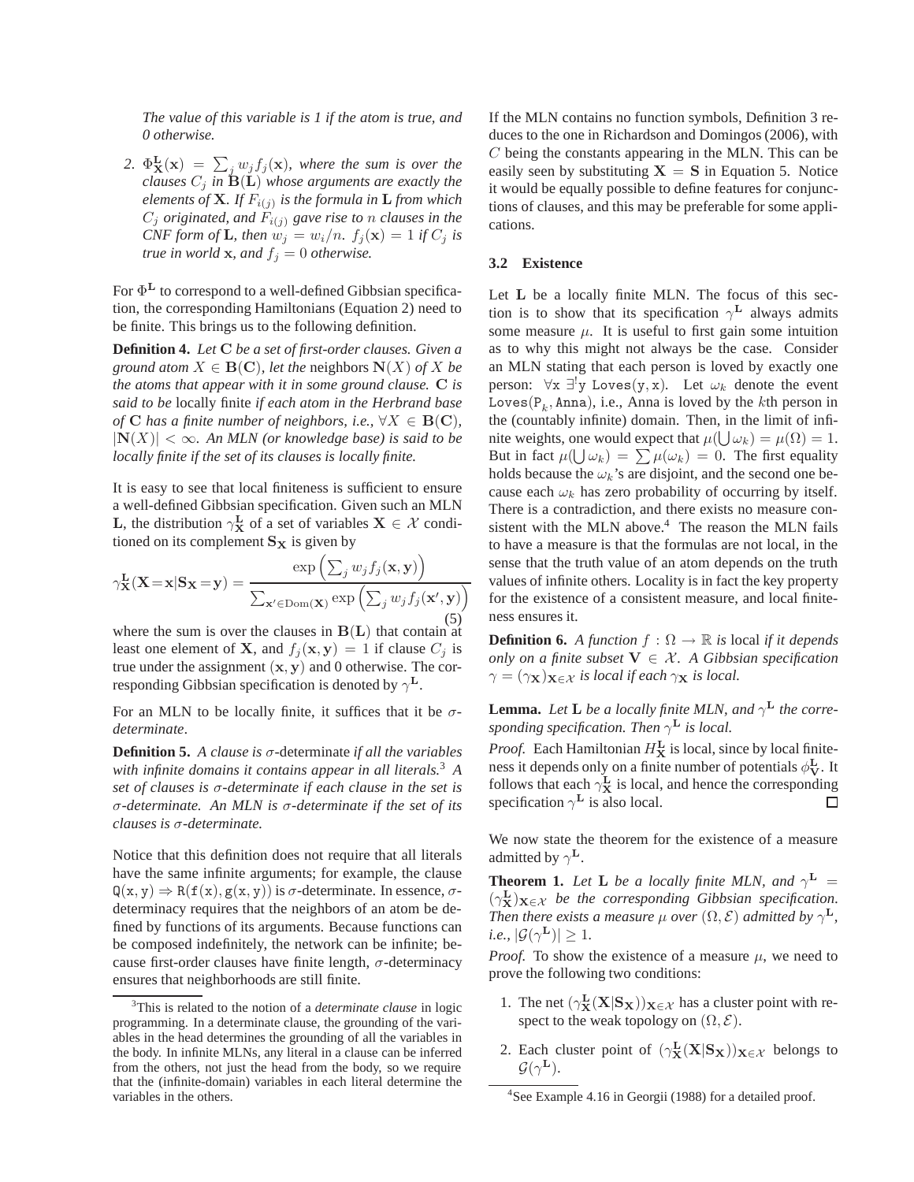*The value of this variable is 1 if the atom is true, and 0 otherwise.*

2. $\Phi^{\mathbf{L}}_{\mathbf{X}}(\mathbf{x}) = \sum_j w_j f_j(\mathbf{x})$*, where the sum is over the clauses* $C_j$ *in* $\mathbf{B}(\mathbf{L})$ *whose arguments are exactly the elements of* $\mathbf{X}$*. If* $F_{i(j)}$ *is the formula in* $\mathbf{L}$ *from which* $C_j$ *originated, and* $F_{i(j)}$ *gave rise to* $n$ *clauses in the CNF form of* $\mathbf{L}$*, then* $w_j = w_i/n$*.* $f_j(\mathbf{x}) = 1$ *if* $C_j$ *is true in world* $\mathbf{x}$*, and* $f_j = 0$ *otherwise.*

For $\Phi^{\mathbf{L}}$ to correspond to a well-defined Gibbsian specification, the corresponding Hamiltonians (Equation 2) need to be finite. This brings us to the following definition.

**Definition 4.** *Let* $\mathbf{C}$ *be a set of first-order clauses. Given a ground atom* $X \in \mathbf{B}(\mathbf{C})$*, let the* neighbors $\mathbf{N}(X)$ *of* $X$ *be the atoms that appear with it in some ground clause.* $\mathbf{C}$ *is said to be* locally finite *if each atom in the Herbrand base of* $\mathbf{C}$ *has a finite number of neighbors, i.e.,* $\forall X \in \mathbf{B}(\mathbf{C})$*,* $|\mathbf{N}(X)| < \infty$*. An MLN (or knowledge base) is said to be locally finite if the set of its clauses is locally finite.*

It is easy to see that local finiteness is sufficient to ensure a well-defined Gibbsian specification. Given such an MLN $\mathbf{L}$, the distribution $\gamma^{\mathbf{L}}_{\mathbf{X}}$ of a set of variables $\mathbf{X} \in \mathcal{X}$ conditioned on its complement $\mathbf{S_X}$ is given by

$$\gamma^{\mathbf{L}}_{\mathbf{X}}(\mathbf{X}{=}\mathbf{x}|\mathbf{S_X}{=}\mathbf{y}) = \frac{\exp\left(\sum_j w_j f_j(\mathbf{x},\mathbf{y})\right)}{\sum_{\mathbf{x}' \in \mathrm{Dom}(\mathbf{X})} \exp\left(\sum_j w_j f_j(\mathbf{x}',\mathbf{y})\right)} \tag{5}$$

where the sum is over the clauses in $\mathbf{B}(\mathbf{L})$ that contain at least one element of $\mathbf{X}$, and $f_j(\mathbf{x},\mathbf{y}) = 1$ if clause $C_j$ is true under the assignment $(\mathbf{x},\mathbf{y})$ and 0 otherwise. The corresponding Gibbsian specification is denoted by $\gamma^{\mathbf{L}}$.

For an MLN to be locally finite, it suffices that it be $\sigma$-*determinate*.

**Definition 5.** *A clause is* $\sigma$-determinate *if all the variables with infinite domains it contains appear in all literals.*[3] *A set of clauses is* $\sigma$*-determinate if each clause in the set is* $\sigma$*-determinate. An MLN is* $\sigma$*-determinate if the set of its clauses is* $\sigma$*-determinate.*

Notice that this definition does not require that all literals have the same infinite arguments; for example, the clause $\mathtt{Q(x,y)} \Rightarrow \mathtt{R(f(x),g(x,y))}$ is $\sigma$-determinate. In essence, $\sigma$-determinacy requires that the neighbors of an atom be defined by functions of its arguments. Because functions can be composed indefinitely, the network can be infinite; because first-order clauses have finite length, $\sigma$-determinacy ensures that neighborhoods are still finite.

If the MLN contains no function symbols, Definition 3 reduces to the one in Richardson and Domingos (2006), with $C$ being the constants appearing in the MLN. This can be easily seen by substituting $\mathbf{X} = \mathbf{S}$ in Equation 5. Notice it would be equally possible to define features for conjunctions of clauses, and this may be preferable for some applications.

### 3.2 Existence

Let $\mathbf{L}$ be a locally finite MLN. The focus of this section is to show that its specification $\gamma^{\mathbf{L}}$ always admits some measure $\mu$. It is useful to first gain some intuition as to why this might not always be the case. Consider an MLN stating that each person is loved by exactly one person: $\forall \mathtt{x}\ \exists^! \mathtt{y}\ \mathtt{Loves(y,x)}$. Let $\omega_k$ denote the event $\mathtt{Loves(P}_k\mathtt{,Anna)}$, i.e., Anna is loved by the $k$th person in the (countably infinite) domain. Then, in the limit of infinite weights, one would expect that $\mu(\bigcup \omega_k) = \mu(\Omega) = 1$. But in fact $\mu(\bigcup \omega_k) = \sum \mu(\omega_k) = 0$. The first equality holds because the $\omega_k$'s are disjoint, and the second one because each $\omega_k$ has zero probability of occurring by itself. There is a contradiction, and there exists no measure consistent with the MLN above.[4] The reason the MLN fails to have a measure is that the formulas are not local, in the sense that the truth value of an atom depends on the truth values of infinite others. Locality is in fact the key property for the existence of a consistent measure, and local finiteness ensures it.

**Definition 6.** *A function* $f : \Omega \to \mathbb{R}$ *is* local *if it depends only on a finite subset* $\mathbf{V} \in \mathcal{X}$*. A Gibbsian specification* $\gamma = (\gamma_{\mathbf{X}})_{\mathbf{X} \in \mathcal{X}}$ *is local if each* $\gamma_{\mathbf{X}}$ *is local.*

**Lemma.** *Let* $\mathbf{L}$ *be a locally finite MLN, and* $\gamma^{\mathbf{L}}$ *the corresponding specification. Then* $\gamma^{\mathbf{L}}$ *is local.*

*Proof.* Each Hamiltonian $H^{\mathbf{L}}_{\mathbf{X}}$ is local, since by local finiteness it depends only on a finite number of potentials $\phi^{\mathbf{L}}_{\mathbf{V}}$. It follows that each $\gamma^{\mathbf{L}}_{\mathbf{X}}$ is local, and hence the corresponding specification $\gamma^{\mathbf{L}}$ is also local. □

We now state the theorem for the existence of a measure admitted by $\gamma^{\mathbf{L}}$.

**Theorem 1.** *Let* $\mathbf{L}$ *be a locally finite MLN, and* $\gamma^{\mathbf{L}} = (\gamma^{\mathbf{L}}_{\mathbf{X}})_{\mathbf{X} \in \mathcal{X}}$ *be the corresponding Gibbsian specification. Then there exists a measure* $\mu$ *over* $(\Omega, \mathcal{E})$ *admitted by* $\gamma^{\mathbf{L}}$*, i.e.,* $|\mathcal{G}(\gamma^{\mathbf{L}})| \geq 1$*.*

*Proof.* To show the existence of a measure $\mu$, we need to prove the following two conditions:

1. The net $(\gamma^{\mathbf{L}}_{\mathbf{X}}(\mathbf{X}|\mathbf{S_X}))_{\mathbf{X} \in \mathcal{X}}$ has a cluster point with respect to the weak topology on $(\Omega, \mathcal{E})$.
2. Each cluster point of $(\gamma^{\mathbf{L}}_{\mathbf{X}}(\mathbf{X}|\mathbf{S_X}))_{\mathbf{X} \in \mathcal{X}}$ belongs to $\mathcal{G}(\gamma^{\mathbf{L}})$.

[3] This is related to the notion of a *determinate clause* in logic programming. In a determinate clause, the grounding of the variables in the head determines the grounding of all the variables in the body. In infinite MLNs, any literal in a clause can be inferred from the others, not just the head from the body, so we require that the (infinite-domain) variables in each literal determine the variables in the others.

[4] See Example 4.16 in Georgii (1988) for a detailed proof.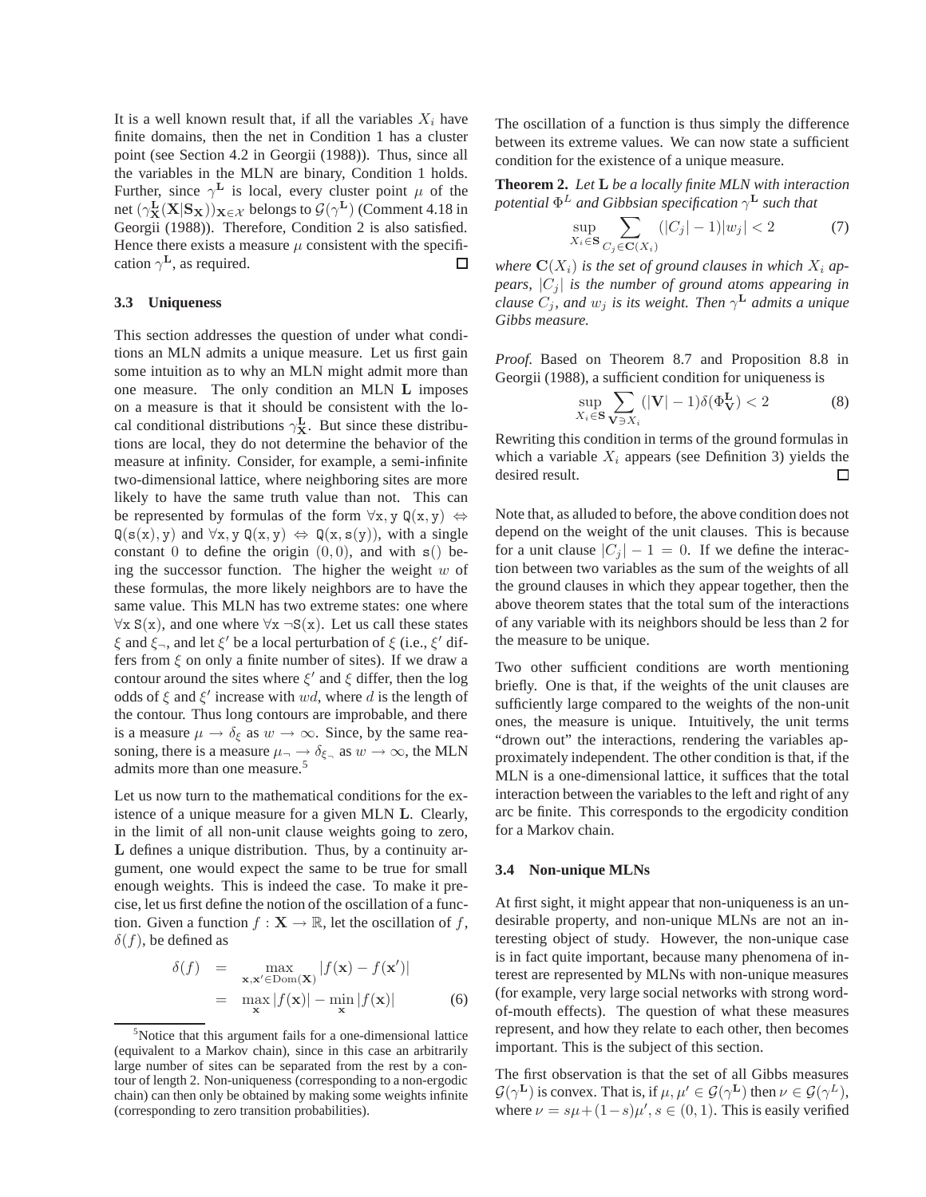It is a well known result that, if all the variables $X_i$ have finite domains, then the net in Condition 1 has a cluster point (see Section 4.2 in Georgii (1988)). Thus, since all the variables in the MLN are binary, Condition 1 holds. Further, since $\gamma^{\mathbf{L}}$ is local, every cluster point $\mu$ of the net $(\gamma^{\mathbf{L}}_{\mathbf{X}}(\mathbf{X}|\mathbf{S}_{\mathbf{X}}))_{\mathbf{X}\in\mathcal{X}}$ belongs to $\mathcal{G}(\gamma^{\mathbf{L}})$ (Comment 4.18 in Georgii (1988)). Therefore, Condition 2 is also satisfied. Hence there exists a measure $\mu$ consistent with the specification $\gamma^{\mathbf{L}}$, as required. □

### 3.3 Uniqueness

This section addresses the question of under what conditions an MLN admits a unique measure. Let us first gain some intuition as to why an MLN might admit more than one measure. The only condition an MLN $\mathbf{L}$ imposes on a measure is that it should be consistent with the local conditional distributions $\gamma^{\mathbf{L}}_{\mathbf{X}}$. But since these distributions are local, they do not determine the behavior of the measure at infinity. Consider, for example, a semi-infinite two-dimensional lattice, where neighboring sites are more likely to have the same truth value than not. This can be represented by formulas of the form $\forall \mathtt{x}, \mathtt{y}\ \mathtt{Q}(\mathtt{x}, \mathtt{y}) \Leftrightarrow \mathtt{Q}(\mathtt{s}(\mathtt{x}), \mathtt{y})$ and $\forall \mathtt{x}, \mathtt{y}\ \mathtt{Q}(\mathtt{x}, \mathtt{y}) \Leftrightarrow \mathtt{Q}(\mathtt{x}, \mathtt{s}(\mathtt{y}))$, with a single constant 0 to define the origin $(0, 0)$, and with $\mathtt{s}()$ being the successor function. The higher the weight $w$ of these formulas, the more likely neighbors are to have the same value. This MLN has two extreme states: one where $\forall \mathtt{x}\ \mathtt{S}(\mathtt{x})$, and one where $\forall \mathtt{x}\ \neg\mathtt{S}(\mathtt{x})$. Let us call these states $\xi$ and $\xi_\neg$, and let $\xi'$ be a local perturbation of $\xi$ (i.e., $\xi'$ differs from $\xi$ on only a finite number of sites). If we draw a contour around the sites where $\xi'$ and $\xi$ differ, then the log odds of $\xi$ and $\xi'$ increase with $wd$, where $d$ is the length of the contour. Thus long contours are improbable, and there is a measure $\mu \to \delta_\xi$ as $w \to \infty$. Since, by the same reasoning, there is a measure $\mu_\neg \to \delta_{\xi_\neg}$ as $w \to \infty$, the MLN admits more than one measure.[5]

Let us now turn to the mathematical conditions for the existence of a unique measure for a given MLN $\mathbf{L}$. Clearly, in the limit of all non-unit clause weights going to zero, $\mathbf{L}$ defines a unique distribution. Thus, by a continuity argument, one would expect the same to be true for small enough weights. This is indeed the case. To make it precise, let us first define the notion of the oscillation of a function. Given a function $f : \mathbf{X} \to \mathbb{R}$, let the oscillation of $f$, $\delta(f)$, be defined as

$$\begin{aligned} \delta(f) &= \max_{\mathbf{x},\mathbf{x}' \in \mathrm{Dom}(\mathbf{X})} |f(\mathbf{x}) - f(\mathbf{x}')| \\ &= \max_{\mathbf{x}} |f(\mathbf{x})| - \min_{\mathbf{x}} |f(\mathbf{x})| \end{aligned} \tag{6}$$

[5] Notice that this argument fails for a one-dimensional lattice (equivalent to a Markov chain), since in this case an arbitrarily large number of sites can be separated from the rest by a contour of length 2. Non-uniqueness (corresponding to a non-ergodic chain) can then only be obtained by making some weights infinite (corresponding to zero transition probabilities).

The oscillation of a function is thus simply the difference between its extreme values. We can now state a sufficient condition for the existence of a unique measure.

**Theorem 2.** *Let $\mathbf{L}$ be a locally finite MLN with interaction potential $\Phi^L$ and Gibbsian specification $\gamma^{\mathbf{L}}$ such that*

$$\sup_{X_i \in \mathbf{S}} \sum_{C_j \in \mathbf{C}(X_i)} (|C_j| - 1)|w_j| < 2 \tag{7}$$

*where $\mathbf{C}(X_i)$ is the set of ground clauses in which $X_i$ appears, $|C_j|$ is the number of ground atoms appearing in clause $C_j$, and $w_j$ is its weight. Then $\gamma^{\mathbf{L}}$ admits a unique Gibbs measure.*

*Proof.* Based on Theorem 8.7 and Proposition 8.8 in Georgii (1988), a sufficient condition for uniqueness is

$$\sup_{X_i \in \mathbf{S}} \sum_{\mathbf{V} \ni X_i} (|\mathbf{V}| - 1)\delta(\Phi^{\mathbf{L}}_{\mathbf{V}}) < 2 \tag{8}$$

Rewriting this condition in terms of the ground formulas in which a variable $X_i$ appears (see Definition 3) yields the desired result. □

Note that, as alluded to before, the above condition does not depend on the weight of the unit clauses. This is because for a unit clause $|C_j| - 1 = 0$. If we define the interaction between two variables as the sum of the weights of all the ground clauses in which they appear together, then the above theorem states that the total sum of the interactions of any variable with its neighbors should be less than 2 for the measure to be unique.

Two other sufficient conditions are worth mentioning briefly. One is that, if the weights of the unit clauses are sufficiently large compared to the weights of the non-unit ones, the measure is unique. Intuitively, the unit terms "drown out" the interactions, rendering the variables approximately independent. The other condition is that, if the MLN is a one-dimensional lattice, it suffices that the total interaction between the variables to the left and right of any arc be finite. This corresponds to the ergodicity condition for a Markov chain.

### 3.4 Non-unique MLNs

At first sight, it might appear that non-uniqueness is an undesirable property, and non-unique MLNs are not an interesting object of study. However, the non-unique case is in fact quite important, because many phenomena of interest are represented by MLNs with non-unique measures (for example, very large social networks with strong word-of-mouth effects). The question of what these measures represent, and how they relate to each other, then becomes important. This is the subject of this section.

The first observation is that the set of all Gibbs measures $\mathcal{G}(\gamma^{\mathbf{L}})$ is convex. That is, if $\mu, \mu' \in \mathcal{G}(\gamma^{\mathbf{L}})$ then $\nu \in \mathcal{G}(\gamma^L)$, where $\nu = s\mu + (1-s)\mu'$, $s \in (0, 1)$. This is easily verified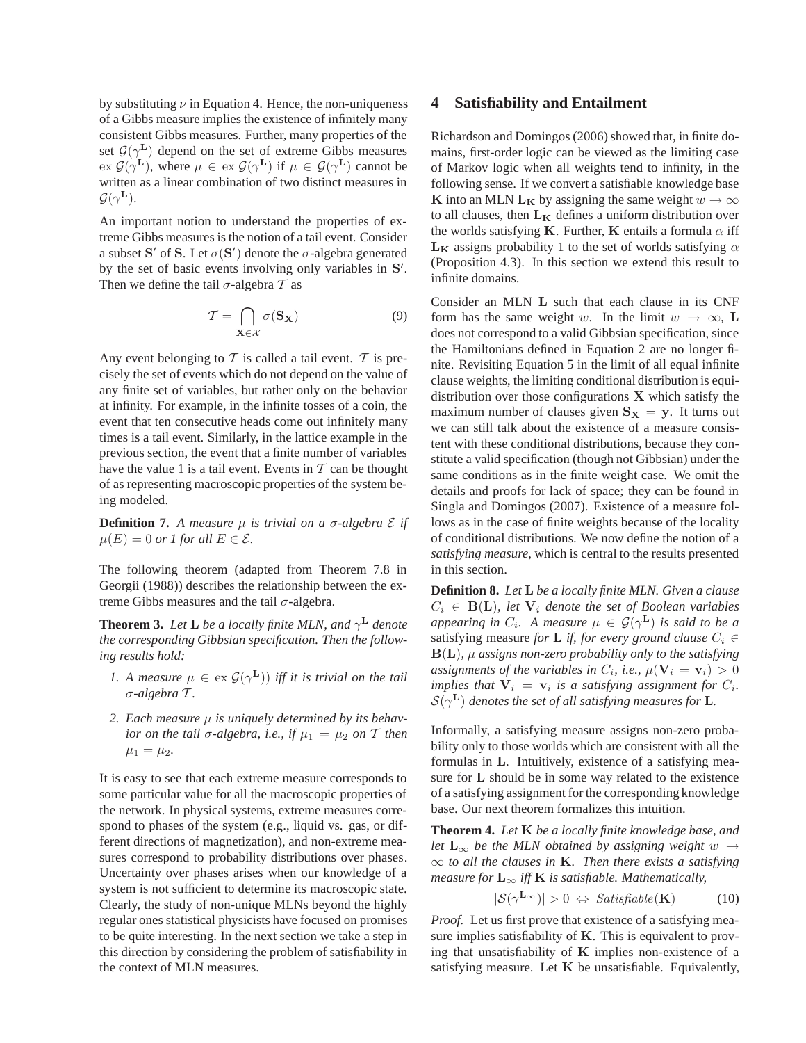by substituting $\nu$ in Equation 4. Hence, the non-uniqueness of a Gibbs measure implies the existence of infinitely many consistent Gibbs measures. Further, many properties of the set $\mathcal{G}(\gamma^{\mathbf{L}})$ depend on the set of extreme Gibbs measures $\text{ex}\ \mathcal{G}(\gamma^{\mathbf{L}})$, where $\mu \in \text{ex}\ \mathcal{G}(\gamma^{\mathbf{L}})$ if $\mu \in \mathcal{G}(\gamma^{\mathbf{L}})$ cannot be written as a linear combination of two distinct measures in $\mathcal{G}(\gamma^{\mathbf{L}})$.

An important notion to understand the properties of extreme Gibbs measures is the notion of a tail event. Consider a subset $\mathbf{S}'$ of $\mathbf{S}$. Let $\sigma(\mathbf{S}')$ denote the $\sigma$-algebra generated by the set of basic events involving only variables in $\mathbf{S}'$. Then we define the tail $\sigma$-algebra $\mathcal{T}$ as

$$\mathcal{T} = \bigcap_{\mathbf{X} \in \mathcal{X}} \sigma(\mathbf{S_X}) \tag{9}$$

Any event belonging to $\mathcal{T}$ is called a tail event. $\mathcal{T}$ is precisely the set of events which do not depend on the value of any finite set of variables, but rather only on the behavior at infinity. For example, in the infinite tosses of a coin, the event that ten consecutive heads come out infinitely many times is a tail event. Similarly, in the lattice example in the previous section, the event that a finite number of variables have the value 1 is a tail event. Events in $\mathcal{T}$ can be thought of as representing macroscopic properties of the system being modeled.

**Definition 7.** *A measure $\mu$ is trivial on a $\sigma$-algebra $\mathcal{E}$ if $\mu(E) = 0$ or 1 for all $E \in \mathcal{E}$.*

The following theorem (adapted from Theorem 7.8 in Georgii (1988)) describes the relationship between the extreme Gibbs measures and the tail $\sigma$-algebra.

**Theorem 3.** *Let $\mathbf{L}$ be a locally finite MLN, and $\gamma^{\mathbf{L}}$ denote the corresponding Gibbsian specification. Then the following results hold:*

1. *A measure $\mu \in \text{ex}\ \mathcal{G}(\gamma^{\mathbf{L}})$ iff it is trivial on the tail $\sigma$-algebra $\mathcal{T}$.*
2. *Each measure $\mu$ is uniquely determined by its behavior on the tail $\sigma$-algebra, i.e., if $\mu_1 = \mu_2$ on $\mathcal{T}$ then $\mu_1 = \mu_2$.*

It is easy to see that each extreme measure corresponds to some particular value for all the macroscopic properties of the network. In physical systems, extreme measures correspond to phases of the system (e.g., liquid vs. gas, or different directions of magnetization), and non-extreme measures correspond to probability distributions over phases. Uncertainty over phases arises when our knowledge of a system is not sufficient to determine its macroscopic state. Clearly, the study of non-unique MLNs beyond the highly regular ones statistical physicists have focused on promises to be quite interesting. In the next section we take a step in this direction by considering the problem of satisfiability in the context of MLN measures.

## 4 Satisfiability and Entailment

Richardson and Domingos (2006) showed that, in finite domains, first-order logic can be viewed as the limiting case of Markov logic when all weights tend to infinity, in the following sense. If we convert a satisfiable knowledge base $\mathbf{K}$ into an MLN $\mathbf{L_K}$ by assigning the same weight $w \to \infty$ to all clauses, then $\mathbf{L_K}$ defines a uniform distribution over the worlds satisfying $\mathbf{K}$. Further, $\mathbf{K}$ entails a formula $\alpha$ iff $\mathbf{L_K}$ assigns probability 1 to the set of worlds satisfying $\alpha$ (Proposition 4.3). In this section we extend this result to infinite domains.

Consider an MLN $\mathbf{L}$ such that each clause in its CNF form has the same weight $w$. In the limit $w \to \infty$, $\mathbf{L}$ does not correspond to a valid Gibbsian specification, since the Hamiltonians defined in Equation 2 are no longer finite. Revisiting Equation 5 in the limit of all equal infinite clause weights, the limiting conditional distribution is equidistribution over those configurations $\mathbf{X}$ which satisfy the maximum number of clauses given $\mathbf{S_X} = \mathbf{y}$. It turns out we can still talk about the existence of a measure consistent with these conditional distributions, because they constitute a valid specification (though not Gibbsian) under the same conditions as in the finite weight case. We omit the details and proofs for lack of space; they can be found in Singla and Domingos (2007). Existence of a measure follows as in the case of finite weights because of the locality of conditional distributions. We now define the notion of a *satisfying measure*, which is central to the results presented in this section.

**Definition 8.** *Let $\mathbf{L}$ be a locally finite MLN. Given a clause $C_i \in \mathbf{B}(\mathbf{L})$, let $\mathbf{V}_i$ denote the set of Boolean variables appearing in $C_i$. A measure $\mu \in \mathcal{G}(\gamma^{\mathbf{L}})$ is said to be a* satisfying measure *for $\mathbf{L}$ if, for every ground clause $C_i \in \mathbf{B}(\mathbf{L})$, $\mu$ assigns non-zero probability only to the satisfying assignments of the variables in $C_i$, i.e., $\mu(\mathbf{V}_i = \mathbf{v}_i) > 0$ implies that $\mathbf{V}_i = \mathbf{v}_i$ is a satisfying assignment for $C_i$. $\mathcal{S}(\gamma^{\mathbf{L}})$ denotes the set of all satisfying measures for $\mathbf{L}$.*

Informally, a satisfying measure assigns non-zero probability only to those worlds which are consistent with all the formulas in $\mathbf{L}$. Intuitively, existence of a satisfying measure for $\mathbf{L}$ should be in some way related to the existence of a satisfying assignment for the corresponding knowledge base. Our next theorem formalizes this intuition.

**Theorem 4.** *Let $\mathbf{K}$ be a locally finite knowledge base, and let $\mathbf{L}_\infty$ be the MLN obtained by assigning weight $w \to \infty$ to all the clauses in $\mathbf{K}$. Then there exists a satisfying measure for $\mathbf{L}_\infty$ iff $\mathbf{K}$ is satisfiable. Mathematically,*

$$|\mathcal{S}(\gamma^{\mathbf{L}_\infty})| > 0 \Leftrightarrow \textit{Satisfiable}(\mathbf{K}) \tag{10}$$

*Proof.* Let us first prove that existence of a satisfying measure implies satisfiability of $\mathbf{K}$. This is equivalent to proving that unsatisfiability of $\mathbf{K}$ implies non-existence of a satisfying measure. Let $\mathbf{K}$ be unsatisfiable. Equivalently,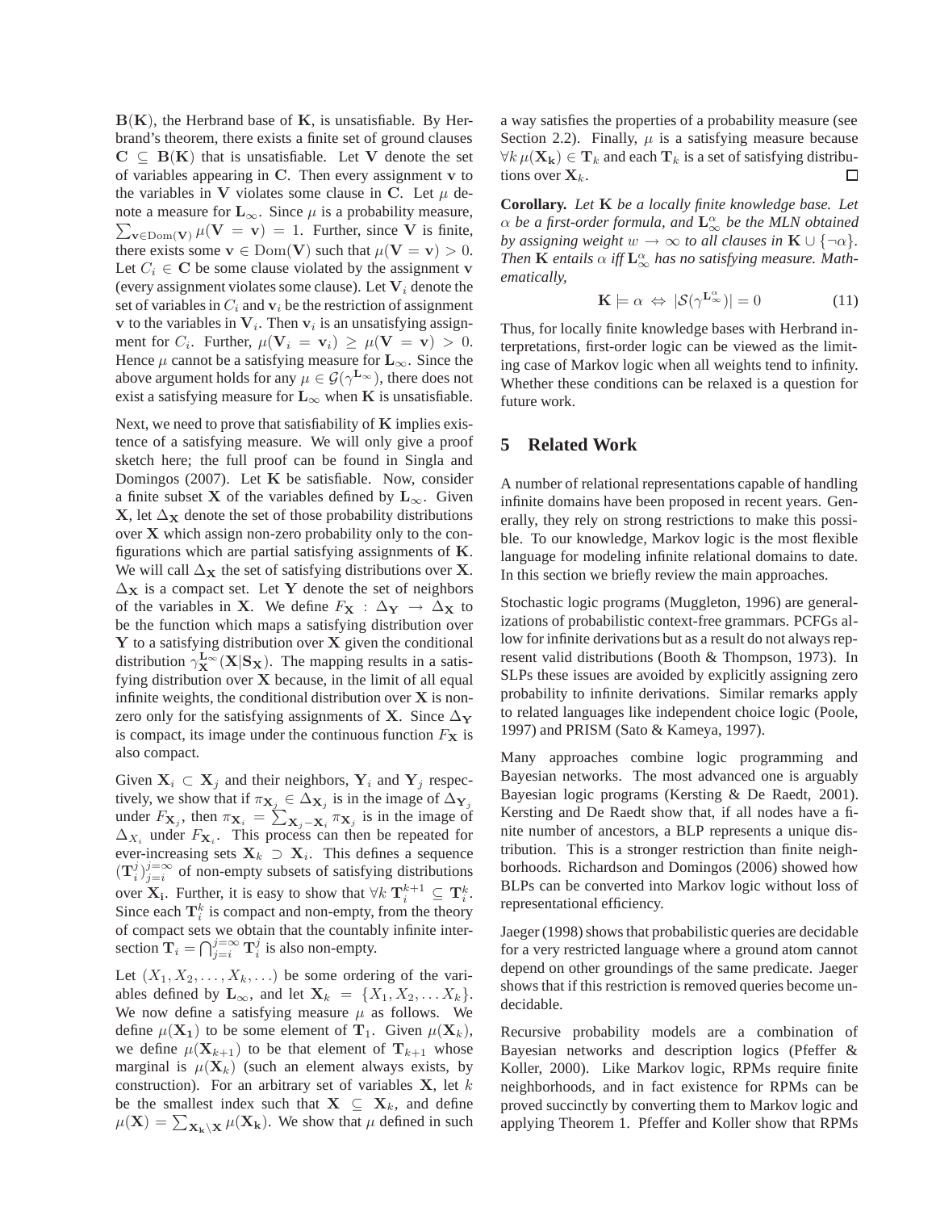$\mathbf{B}(\mathbf{K})$, the Herbrand base of $\mathbf{K}$, is unsatisfiable. By Herbrand's theorem, there exists a finite set of ground clauses $\mathbf{C} \subseteq \mathbf{B}(\mathbf{K})$ that is unsatisfiable. Let $\mathbf{V}$ denote the set of variables appearing in $\mathbf{C}$. Then every assignment $\mathbf{v}$ to the variables in $\mathbf{V}$ violates some clause in $\mathbf{C}$. Let $\mu$ denote a measure for $\mathbf{L}_\infty$. Since $\mu$ is a probability measure, $\sum_{\mathbf{v} \in \mathrm{Dom}(\mathbf{V})} \mu(\mathbf{V} = \mathbf{v}) = 1$. Further, since $\mathbf{V}$ is finite, there exists some $\mathbf{v} \in \mathrm{Dom}(\mathbf{V})$ such that $\mu(\mathbf{V} = \mathbf{v}) > 0$. Let $C_i \in \mathbf{C}$ be some clause violated by the assignment $\mathbf{v}$ (every assignment violates some clause). Let $\mathbf{V}_i$ denote the set of variables in $C_i$ and $\mathbf{v}_i$ be the restriction of assignment $\mathbf{v}$ to the variables in $\mathbf{V}_i$. Then $\mathbf{v}_i$ is an unsatisfying assignment for $C_i$. Further, $\mu(\mathbf{V}_i = \mathbf{v}_i) \geq \mu(\mathbf{V} = \mathbf{v}) > 0$. Hence $\mu$ cannot be a satisfying measure for $\mathbf{L}_\infty$. Since the above argument holds for any $\mu \in \mathcal{G}(\gamma^{\mathbf{L}_\infty})$, there does not exist a satisfying measure for $\mathbf{L}_\infty$ when $\mathbf{K}$ is unsatisfiable.

Next, we need to prove that satisfiability of $\mathbf{K}$ implies existence of a satisfying measure. We will only give a proof sketch here; the full proof can be found in Singla and Domingos (2007). Let $\mathbf{K}$ be satisfiable. Now, consider a finite subset $\mathbf{X}$ of the variables defined by $\mathbf{L}_\infty$. Given $\mathbf{X}$, let $\Delta_\mathbf{X}$ denote the set of those probability distributions over $\mathbf{X}$ which assign non-zero probability only to the configurations which are partial satisfying assignments of $\mathbf{K}$. We will call $\Delta_\mathbf{X}$ the set of satisfying distributions over $\mathbf{X}$. $\Delta_\mathbf{X}$ is a compact set. Let $\mathbf{Y}$ denote the set of neighbors of the variables in $\mathbf{X}$. We define $F_\mathbf{X} : \Delta_\mathbf{Y} \rightarrow \Delta_\mathbf{X}$ to be the function which maps a satisfying distribution over $\mathbf{Y}$ to a satisfying distribution over $\mathbf{X}$ given the conditional distribution $\gamma^{\mathbf{L}_\infty}_\mathbf{X}(\mathbf{X}|\mathbf{S}_\mathbf{X})$. The mapping results in a satisfying distribution over $\mathbf{X}$ because, in the limit of all equal infinite weights, the conditional distribution over $\mathbf{X}$ is non-zero only for the satisfying assignments of $\mathbf{X}$. Since $\Delta_\mathbf{Y}$ is compact, its image under the continuous function $F_\mathbf{X}$ is also compact.

Given $\mathbf{X}_i \subset \mathbf{X}_j$ and their neighbors, $\mathbf{Y}_i$ and $\mathbf{Y}_j$ respectively, we show that if $\pi_{\mathbf{X}_j} \in \Delta_{\mathbf{X}_j}$ is in the image of $\Delta_{\mathbf{Y}_j}$ under $F_{\mathbf{X}_j}$, then $\pi_{\mathbf{X}_i} = \sum_{\mathbf{X}_j - \mathbf{X}_i} \pi_{\mathbf{X}_j}$ is in the image of $\Delta_{X_i}$ under $F_{\mathbf{X}_i}$. This process can then be repeated for ever-increasing sets $\mathbf{X}_k \supset \mathbf{X}_i$. This defines a sequence $(\mathbf{T}^j_i)_{j=i}^{j=\infty}$ of non-empty subsets of satisfying distributions over $\mathbf{X_i}$. Further, it is easy to show that $\forall k\ \mathbf{T}^{k+1}_i \subseteq \mathbf{T}^k_i$. Since each $\mathbf{T}^k_i$ is compact and non-empty, from the theory of compact sets we obtain that the countably infinite intersection $\mathbf{T}_i = \bigcap_{j=i}^{j=\infty} \mathbf{T}^j_i$ is also non-empty.

Let $(X_1, X_2, \ldots, X_k, \ldots)$ be some ordering of the variables defined by $\mathbf{L}_\infty$, and let $\mathbf{X}_k = \{X_1, X_2, \ldots X_k\}$. We now define a satisfying measure $\mu$ as follows. We define $\mu(\mathbf{X_1})$ to be some element of $\mathbf{T}_1$. Given $\mu(\mathbf{X}_k)$, we define $\mu(\mathbf{X}_{k+1})$ to be that element of $\mathbf{T}_{k+1}$ whose marginal is $\mu(\mathbf{X}_k)$ (such an element always exists, by construction). For an arbitrary set of variables $\mathbf{X}$, let $k$ be the smallest index such that $\mathbf{X} \subseteq \mathbf{X}_k$, and define $\mu(\mathbf{X}) = \sum_{\mathbf{X_k} \setminus \mathbf{X}} \mu(\mathbf{X_k})$. We show that $\mu$ defined in such a way satisfies the properties of a probability measure (see Section 2.2). Finally, $\mu$ is a satisfying measure because $\forall k\ \mu(\mathbf{X_k}) \in \mathbf{T}_k$ and each $\mathbf{T}_k$ is a set of satisfying distributions over $\mathbf{X}_k$. □

**Corollary.** *Let $\mathbf{K}$ be a locally finite knowledge base. Let $\alpha$ be a first-order formula, and $\mathbf{L}^\alpha_\infty$ be the MLN obtained by assigning weight $w \rightarrow \infty$ to all clauses in $\mathbf{K} \cup \{\neg\alpha\}$. Then $\mathbf{K}$ entails $\alpha$ iff $\mathbf{L}^\alpha_\infty$ has no satisfying measure. Mathematically,*

$$\mathbf{K} \models \alpha \ \Leftrightarrow \ |\mathcal{S}(\gamma^{\mathbf{L}^\alpha_\infty})| = 0 \tag{11}$$

Thus, for locally finite knowledge bases with Herbrand interpretations, first-order logic can be viewed as the limiting case of Markov logic when all weights tend to infinity. Whether these conditions can be relaxed is a question for future work.

## 5 Related Work

A number of relational representations capable of handling infinite domains have been proposed in recent years. Generally, they rely on strong restrictions to make this possible. To our knowledge, Markov logic is the most flexible language for modeling infinite relational domains to date. In this section we briefly review the main approaches.

Stochastic logic programs (Muggleton, 1996) are generalizations of probabilistic context-free grammars. PCFGs allow for infinite derivations but as a result do not always represent valid distributions (Booth & Thompson, 1973). In SLPs these issues are avoided by explicitly assigning zero probability to infinite derivations. Similar remarks apply to related languages like independent choice logic (Poole, 1997) and PRISM (Sato & Kameya, 1997).

Many approaches combine logic programming and Bayesian networks. The most advanced one is arguably Bayesian logic programs (Kersting & De Raedt, 2001). Kersting and De Raedt show that, if all nodes have a finite number of ancestors, a BLP represents a unique distribution. This is a stronger restriction than finite neighborhoods. Richardson and Domingos (2006) showed how BLPs can be converted into Markov logic without loss of representational efficiency.

Jaeger (1998) shows that probabilistic queries are decidable for a very restricted language where a ground atom cannot depend on other groundings of the same predicate. Jaeger shows that if this restriction is removed queries become undecidable.

Recursive probability models are a combination of Bayesian networks and description logics (Pfeffer & Koller, 2000). Like Markov logic, RPMs require finite neighborhoods, and in fact existence for RPMs can be proved succinctly by converting them to Markov logic and applying Theorem 1. Pfeffer and Koller show that RPMs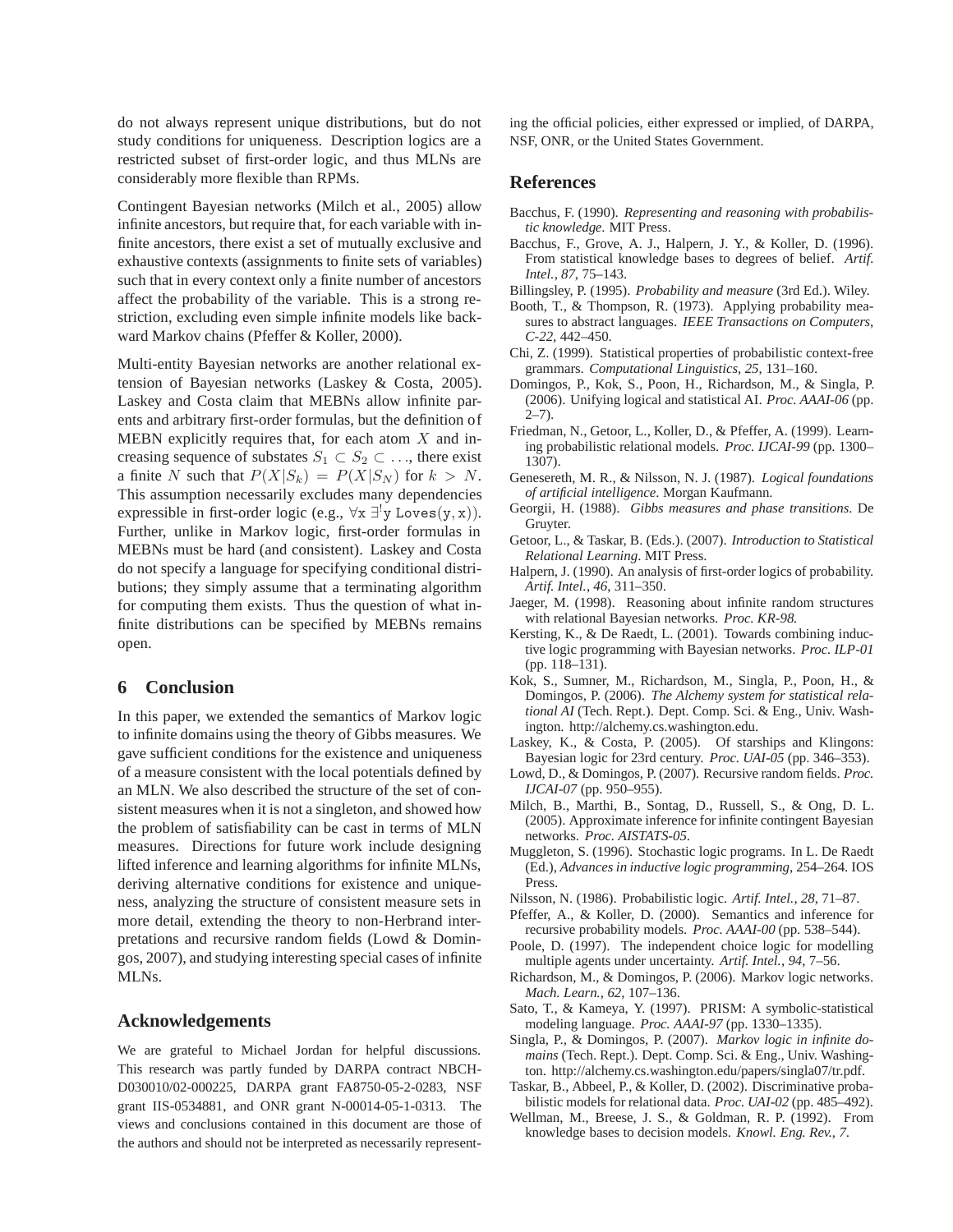do not always represent unique distributions, but do not study conditions for uniqueness. Description logics are a restricted subset of first-order logic, and thus MLNs are considerably more flexible than RPMs.

Contingent Bayesian networks (Milch et al., 2005) allow infinite ancestors, but require that, for each variable with infinite ancestors, there exist a set of mutually exclusive and exhaustive contexts (assignments to finite sets of variables) such that in every context only a finite number of ancestors affect the probability of the variable. This is a strong restriction, excluding even simple infinite models like backward Markov chains (Pfeffer & Koller, 2000).

Multi-entity Bayesian networks are another relational extension of Bayesian networks (Laskey & Costa, 2005). Laskey and Costa claim that MEBNs allow infinite parents and arbitrary first-order formulas, but the definition of MEBN explicitly requires that, for each atom $X$ and increasing sequence of substates $S_1 \subset S_2 \subset \ldots$, there exist a finite $N$ such that $P(X|S_k) = P(X|S_N)$ for $k > N$. This assumption necessarily excludes many dependencies expressible in first-order logic (e.g., $\forall \mathtt{x} \; \exists^! \mathtt{y} \; \mathtt{Loves}(\mathtt{y}, \mathtt{x})$). Further, unlike in Markov logic, first-order formulas in MEBNs must be hard (and consistent). Laskey and Costa do not specify a language for specifying conditional distributions; they simply assume that a terminating algorithm for computing them exists. Thus the question of what infinite distributions can be specified by MEBNs remains open.

## 6 Conclusion

In this paper, we extended the semantics of Markov logic to infinite domains using the theory of Gibbs measures. We gave sufficient conditions for the existence and uniqueness of a measure consistent with the local potentials defined by an MLN. We also described the structure of the set of consistent measures when it is not a singleton, and showed how the problem of satisfiability can be cast in terms of MLN measures. Directions for future work include designing lifted inference and learning algorithms for infinite MLNs, deriving alternative conditions for existence and uniqueness, analyzing the structure of consistent measure sets in more detail, extending the theory to non-Herbrand interpretations and recursive random fields (Lowd & Domingos, 2007), and studying interesting special cases of infinite MLNs.

## Acknowledgements

We are grateful to Michael Jordan for helpful discussions. This research was partly funded by DARPA contract NBCH-D030010/02-000225, DARPA grant FA8750-05-2-0283, NSF grant IIS-0534881, and ONR grant N-00014-05-1-0313. The views and conclusions contained in this document are those of the authors and should not be interpreted as necessarily representing the official policies, either expressed or implied, of DARPA, NSF, ONR, or the United States Government.

## References

Bacchus, F. (1990). *Representing and reasoning with probabilistic knowledge*. MIT Press.

Bacchus, F., Grove, A. J., Halpern, J. Y., & Koller, D. (1996). From statistical knowledge bases to degrees of belief. *Artif. Intel.*, *87*, 75–143.

Billingsley, P. (1995). *Probability and measure* (3rd Ed.). Wiley.

Booth, T., & Thompson, R. (1973). Applying probability measures to abstract languages. *IEEE Transactions on Computers*, *C-22*, 442–450.

Chi, Z. (1999). Statistical properties of probabilistic context-free grammars. *Computational Linguistics*, *25*, 131–160.

Domingos, P., Kok, S., Poon, H., Richardson, M., & Singla, P. (2006). Unifying logical and statistical AI. *Proc. AAAI-06* (pp. 2–7).

Friedman, N., Getoor, L., Koller, D., & Pfeffer, A. (1999). Learning probabilistic relational models. *Proc. IJCAI-99* (pp. 1300–1307).

Genesereth, M. R., & Nilsson, N. J. (1987). *Logical foundations of artificial intelligence*. Morgan Kaufmann.

Georgii, H. (1988). *Gibbs measures and phase transitions*. De Gruyter.

Getoor, L., & Taskar, B. (Eds.). (2007). *Introduction to Statistical Relational Learning*. MIT Press.

Halpern, J. (1990). An analysis of first-order logics of probability. *Artif. Intel.*, *46*, 311–350.

Jaeger, M. (1998). Reasoning about infinite random structures with relational Bayesian networks. *Proc. KR-98*.

Kersting, K., & De Raedt, L. (2001). Towards combining inductive logic programming with Bayesian networks. *Proc. ILP-01* (pp. 118–131).

Kok, S., Sumner, M., Richardson, M., Singla, P., Poon, H., & Domingos, P. (2006). *The Alchemy system for statistical relational AI* (Tech. Rept.). Dept. Comp. Sci. & Eng., Univ. Washington. http://alchemy.cs.washington.edu.

Laskey, K., & Costa, P. (2005). Of starships and Klingons: Bayesian logic for 23rd century. *Proc. UAI-05* (pp. 346–353).

Lowd, D., & Domingos, P. (2007). Recursive random fields. *Proc. IJCAI-07* (pp. 950–955).

Milch, B., Marthi, B., Sontag, D., Russell, S., & Ong, D. L. (2005). Approximate inference for infinite contingent Bayesian networks. *Proc. AISTATS-05*.

Muggleton, S. (1996). Stochastic logic programs. In L. De Raedt (Ed.), *Advances in inductive logic programming*, 254–264. IOS Press.

Nilsson, N. (1986). Probabilistic logic. *Artif. Intel.*, *28*, 71–87.

Pfeffer, A., & Koller, D. (2000). Semantics and inference for recursive probability models. *Proc. AAAI-00* (pp. 538–544).

Poole, D. (1997). The independent choice logic for modelling multiple agents under uncertainty. *Artif. Intel.*, *94*, 7–56.

Richardson, M., & Domingos, P. (2006). Markov logic networks. *Mach. Learn.*, *62*, 107–136.

Sato, T., & Kameya, Y. (1997). PRISM: A symbolic-statistical modeling language. *Proc. AAAI-97* (pp. 1330–1335).

Singla, P., & Domingos, P. (2007). *Markov logic in infinite domains* (Tech. Rept.). Dept. Comp. Sci. & Eng., Univ. Washington. http://alchemy.cs.washington.edu/papers/singla07/tr.pdf.

Taskar, B., Abbeel, P., & Koller, D. (2002). Discriminative probabilistic models for relational data. *Proc. UAI-02* (pp. 485–492).

Wellman, M., Breese, J. S., & Goldman, R. P. (1992). From knowledge bases to decision models. *Knowl. Eng. Rev.*, *7*.